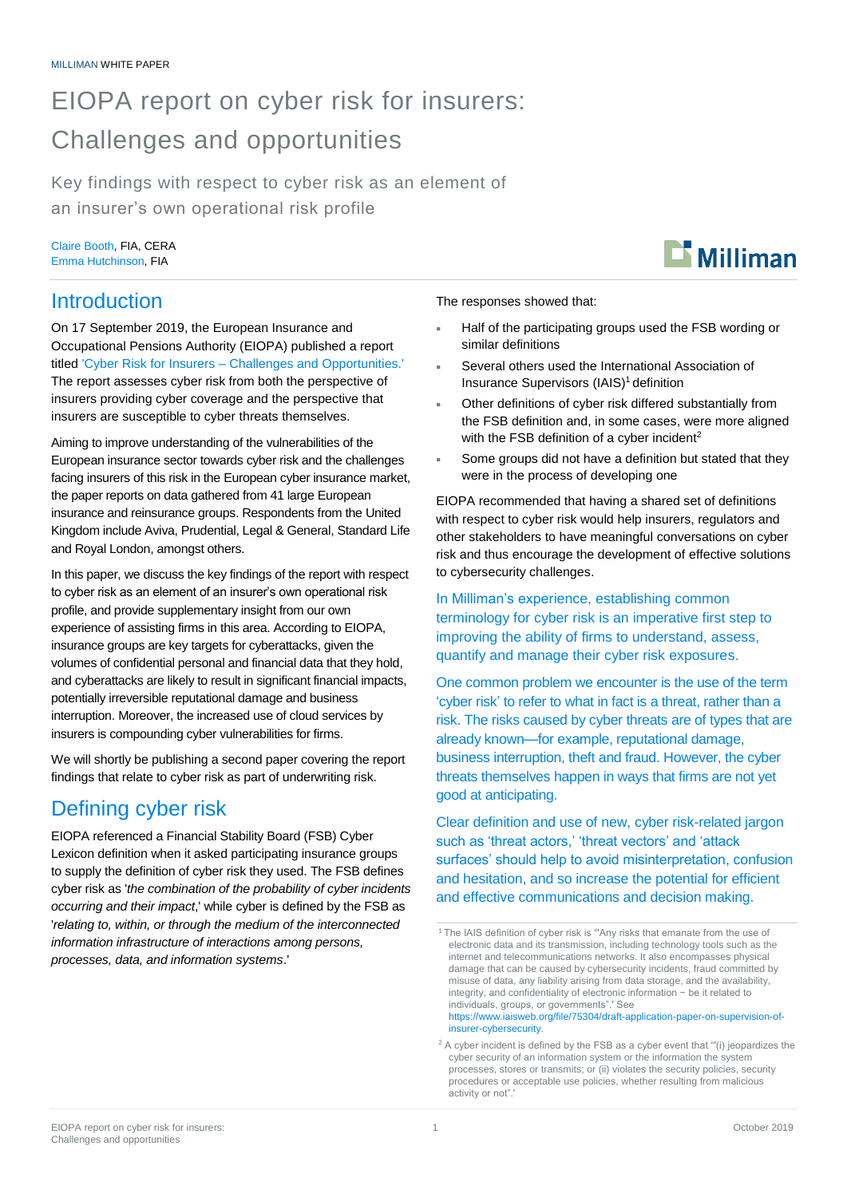MILLIMAN WHITE PAPER

# EIOPA report on cyber risk for insurers: Challenges and opportunities

Key findings with respect to cyber risk as an element of an insurer's own operational risk profile

Claire Booth, FIA, CERA
Emma Hutchinson, FIA

## Introduction

On 17 September 2019, the European Insurance and Occupational Pensions Authority (EIOPA) published a report titled 'Cyber Risk for Insurers – Challenges and Opportunities.' The report assesses cyber risk from both the perspective of insurers providing cyber coverage and the perspective that insurers are susceptible to cyber threats themselves.

Aiming to improve understanding of the vulnerabilities of the European insurance sector towards cyber risk and the challenges facing insurers of this risk in the European cyber insurance market, the paper reports on data gathered from 41 large European insurance and reinsurance groups. Respondents from the United Kingdom include Aviva, Prudential, Legal & General, Standard Life and Royal London, amongst others.

In this paper, we discuss the key findings of the report with respect to cyber risk as an element of an insurer's own operational risk profile, and provide supplementary insight from our own experience of assisting firms in this area. According to EIOPA, insurance groups are key targets for cyberattacks, given the volumes of confidential personal and financial data that they hold, and cyberattacks are likely to result in significant financial impacts, potentially irreversible reputational damage and business interruption. Moreover, the increased use of cloud services by insurers is compounding cyber vulnerabilities for firms.

We will shortly be publishing a second paper covering the report findings that relate to cyber risk as part of underwriting risk.

## Defining cyber risk

EIOPA referenced a Financial Stability Board (FSB) Cyber Lexicon definition when it asked participating insurance groups to supply the definition of cyber risk they used. The FSB defines cyber risk as '*the combination of the probability of cyber incidents occurring and their impact*,' while cyber is defined by the FSB as '*relating to, within, or through the medium of the interconnected information infrastructure of interactions among persons, processes, data, and information systems*.'

The responses showed that:

- Half of the participating groups used the FSB wording or similar definitions
- Several others used the International Association of Insurance Supervisors (IAIS)[1] definition
- Other definitions of cyber risk differed substantially from the FSB definition and, in some cases, were more aligned with the FSB definition of a cyber incident[2]
- Some groups did not have a definition but stated that they were in the process of developing one

EIOPA recommended that having a shared set of definitions with respect to cyber risk would help insurers, regulators and other stakeholders to have meaningful conversations on cyber risk and thus encourage the development of effective solutions to cybersecurity challenges.

In Milliman's experience, establishing common terminology for cyber risk is an imperative first step to improving the ability of firms to understand, assess, quantify and manage their cyber risk exposures.

One common problem we encounter is the use of the term 'cyber risk' to refer to what in fact is a threat, rather than a risk. The risks caused by cyber threats are of types that are already known—for example, reputational damage, business interruption, theft and fraud. However, the cyber threats themselves happen in ways that firms are not yet good at anticipating.

Clear definition and use of new, cyber risk-related jargon such as 'threat actors,' 'threat vectors' and 'attack surfaces' should help to avoid misinterpretation, confusion and hesitation, and so increase the potential for efficient and effective communications and decision making.

[1] The IAIS definition of cyber risk is "'Any risks that emanate from the use of electronic data and its transmission, including technology tools such as the internet and telecommunications networks. It also encompasses physical damage that can be caused by cybersecurity incidents, fraud committed by misuse of data, any liability arising from data storage, and the availability, integrity, and confidentiality of electronic information − be it related to individuals, groups, or governments".' See https://www.iaisweb.org/file/75304/draft-application-paper-on-supervision-of-insurer-cybersecurity.

[2] A cyber incident is defined by the FSB as a cyber event that "'(i) jeopardizes the cyber security of an information system or the information the system processes, stores or transmits; or (ii) violates the security policies, security procedures or acceptable use policies, whether resulting from malicious activity or not".'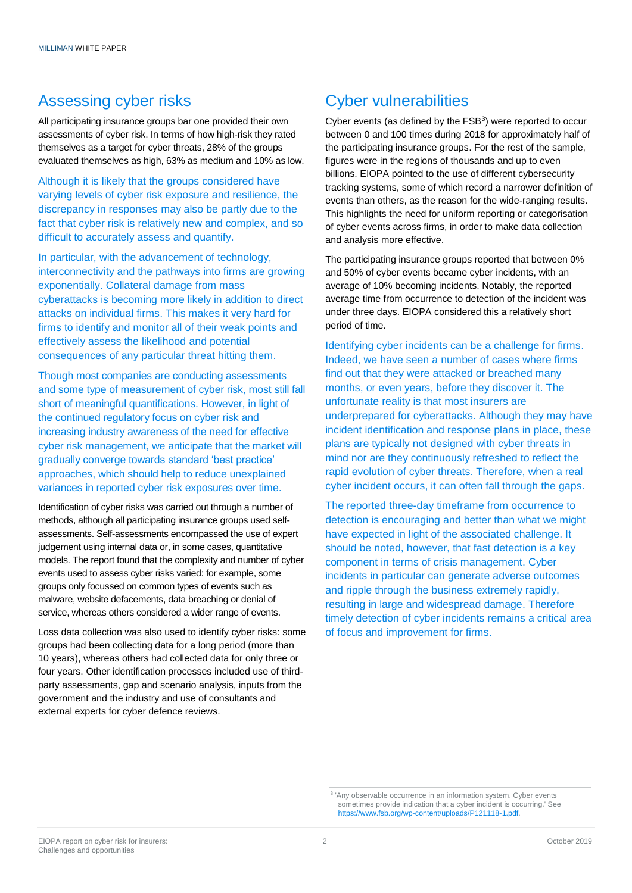## Assessing cyber risks

All participating insurance groups bar one provided their own assessments of cyber risk. In terms of how high-risk they rated themselves as a target for cyber threats, 28% of the groups evaluated themselves as high, 63% as medium and 10% as low.

Although it is likely that the groups considered have varying levels of cyber risk exposure and resilience, the discrepancy in responses may also be partly due to the fact that cyber risk is relatively new and complex, and so difficult to accurately assess and quantify.

In particular, with the advancement of technology, interconnectivity and the pathways into firms are growing exponentially. Collateral damage from mass cyberattacks is becoming more likely in addition to direct attacks on individual firms. This makes it very hard for firms to identify and monitor all of their weak points and effectively assess the likelihood and potential consequences of any particular threat hitting them.

Though most companies are conducting assessments and some type of measurement of cyber risk, most still fall short of meaningful quantifications. However, in light of the continued regulatory focus on cyber risk and increasing industry awareness of the need for effective cyber risk management, we anticipate that the market will gradually converge towards standard 'best practice' approaches, which should help to reduce unexplained variances in reported cyber risk exposures over time.

Identification of cyber risks was carried out through a number of methods, although all participating insurance groups used self-assessments. Self-assessments encompassed the use of expert judgement using internal data or, in some cases, quantitative models. The report found that the complexity and number of cyber events used to assess cyber risks varied: for example, some groups only focussed on common types of events such as malware, website defacements, data breaching or denial of service, whereas others considered a wider range of events.

Loss data collection was also used to identify cyber risks: some groups had been collecting data for a long period (more than 10 years), whereas others had collected data for only three or four years. Other identification processes included use of third-party assessments, gap and scenario analysis, inputs from the government and the industry and use of consultants and external experts for cyber defence reviews.

## Cyber vulnerabilities

Cyber events (as defined by the FSB[3]) were reported to occur between 0 and 100 times during 2018 for approximately half of the participating insurance groups. For the rest of the sample, figures were in the regions of thousands and up to even billions. EIOPA pointed to the use of different cybersecurity tracking systems, some of which record a narrower definition of events than others, as the reason for the wide-ranging results. This highlights the need for uniform reporting or categorisation of cyber events across firms, in order to make data collection and analysis more effective.

The participating insurance groups reported that between 0% and 50% of cyber events became cyber incidents, with an average of 10% becoming incidents. Notably, the reported average time from occurrence to detection of the incident was under three days. EIOPA considered this a relatively short period of time.

Identifying cyber incidents can be a challenge for firms. Indeed, we have seen a number of cases where firms find out that they were attacked or breached many months, or even years, before they discover it. The unfortunate reality is that most insurers are underprepared for cyberattacks. Although they may have incident identification and response plans in place, these plans are typically not designed with cyber threats in mind nor are they continuously refreshed to reflect the rapid evolution of cyber threats. Therefore, when a real cyber incident occurs, it can often fall through the gaps.

The reported three-day timeframe from occurrence to detection is encouraging and better than what we might have expected in light of the associated challenge. It should be noted, however, that fast detection is a key component in terms of crisis management. Cyber incidents in particular can generate adverse outcomes and ripple through the business extremely rapidly, resulting in large and widespread damage. Therefore timely detection of cyber incidents remains a critical area of focus and improvement for firms.

[3] 'Any observable occurrence in an information system. Cyber events sometimes provide indication that a cyber incident is occurring.' See https://www.fsb.org/wp-content/uploads/P121118-1.pdf.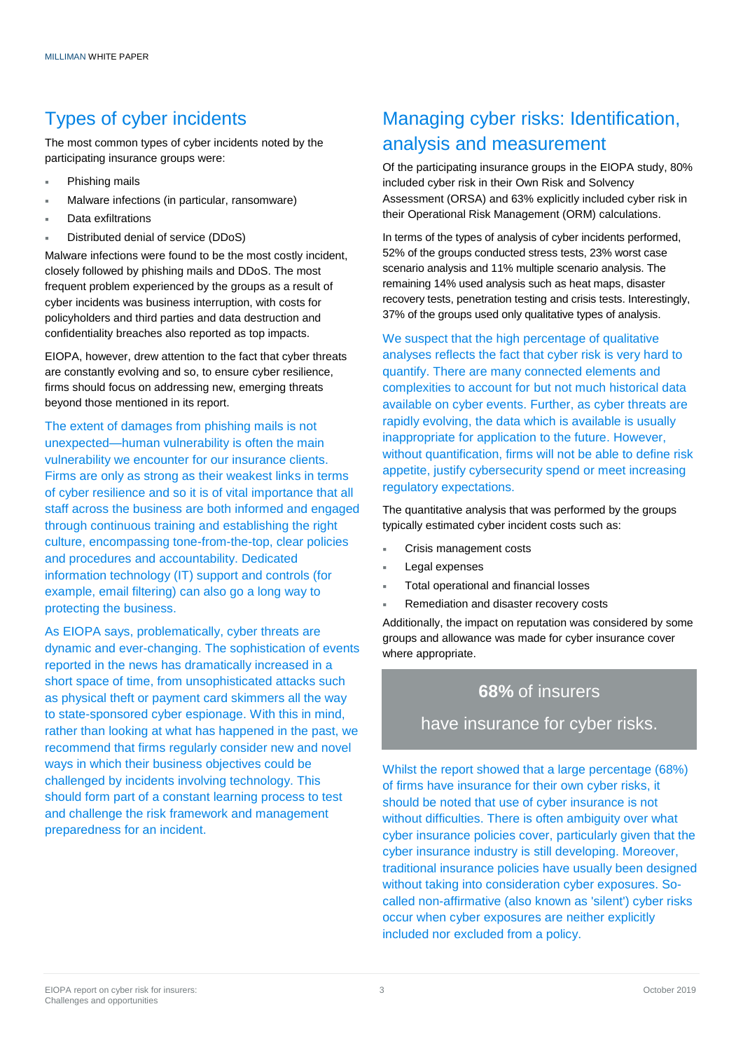## Types of cyber incidents

The most common types of cyber incidents noted by the participating insurance groups were:

- Phishing mails
- Malware infections (in particular, ransomware)
- Data exfiltrations
- Distributed denial of service (DDoS)

Malware infections were found to be the most costly incident, closely followed by phishing mails and DDoS. The most frequent problem experienced by the groups as a result of cyber incidents was business interruption, with costs for policyholders and third parties and data destruction and confidentiality breaches also reported as top impacts.

EIOPA, however, drew attention to the fact that cyber threats are constantly evolving and so, to ensure cyber resilience, firms should focus on addressing new, emerging threats beyond those mentioned in its report.

The extent of damages from phishing mails is not unexpected—human vulnerability is often the main vulnerability we encounter for our insurance clients. Firms are only as strong as their weakest links in terms of cyber resilience and so it is of vital importance that all staff across the business are both informed and engaged through continuous training and establishing the right culture, encompassing tone-from-the-top, clear policies and procedures and accountability. Dedicated information technology (IT) support and controls (for example, email filtering) can also go a long way to protecting the business.

As EIOPA says, problematically, cyber threats are dynamic and ever-changing. The sophistication of events reported in the news has dramatically increased in a short space of time, from unsophisticated attacks such as physical theft or payment card skimmers all the way to state-sponsored cyber espionage. With this in mind, rather than looking at what has happened in the past, we recommend that firms regularly consider new and novel ways in which their business objectives could be challenged by incidents involving technology. This should form part of a constant learning process to test and challenge the risk framework and management preparedness for an incident.

## Managing cyber risks: Identification, analysis and measurement

Of the participating insurance groups in the EIOPA study, 80% included cyber risk in their Own Risk and Solvency Assessment (ORSA) and 63% explicitly included cyber risk in their Operational Risk Management (ORM) calculations.

In terms of the types of analysis of cyber incidents performed, 52% of the groups conducted stress tests, 23% worst case scenario analysis and 11% multiple scenario analysis. The remaining 14% used analysis such as heat maps, disaster recovery tests, penetration testing and crisis tests. Interestingly, 37% of the groups used only qualitative types of analysis.

We suspect that the high percentage of qualitative analyses reflects the fact that cyber risk is very hard to quantify. There are many connected elements and complexities to account for but not much historical data available on cyber events. Further, as cyber threats are rapidly evolving, the data which is available is usually inappropriate for application to the future. However, without quantification, firms will not be able to define risk appetite, justify cybersecurity spend or meet increasing regulatory expectations.

The quantitative analysis that was performed by the groups typically estimated cyber incident costs such as:

- Crisis management costs
- Legal expenses
- Total operational and financial losses
- Remediation and disaster recovery costs

Additionally, the impact on reputation was considered by some groups and allowance was made for cyber insurance cover where appropriate.

**68%** of insurers

have insurance for cyber risks.

Whilst the report showed that a large percentage (68%) of firms have insurance for their own cyber risks, it should be noted that use of cyber insurance is not without difficulties. There is often ambiguity over what cyber insurance policies cover, particularly given that the cyber insurance industry is still developing. Moreover, traditional insurance policies have usually been designed without taking into consideration cyber exposures. So-called non-affirmative (also known as 'silent') cyber risks occur when cyber exposures are neither explicitly included nor excluded from a policy.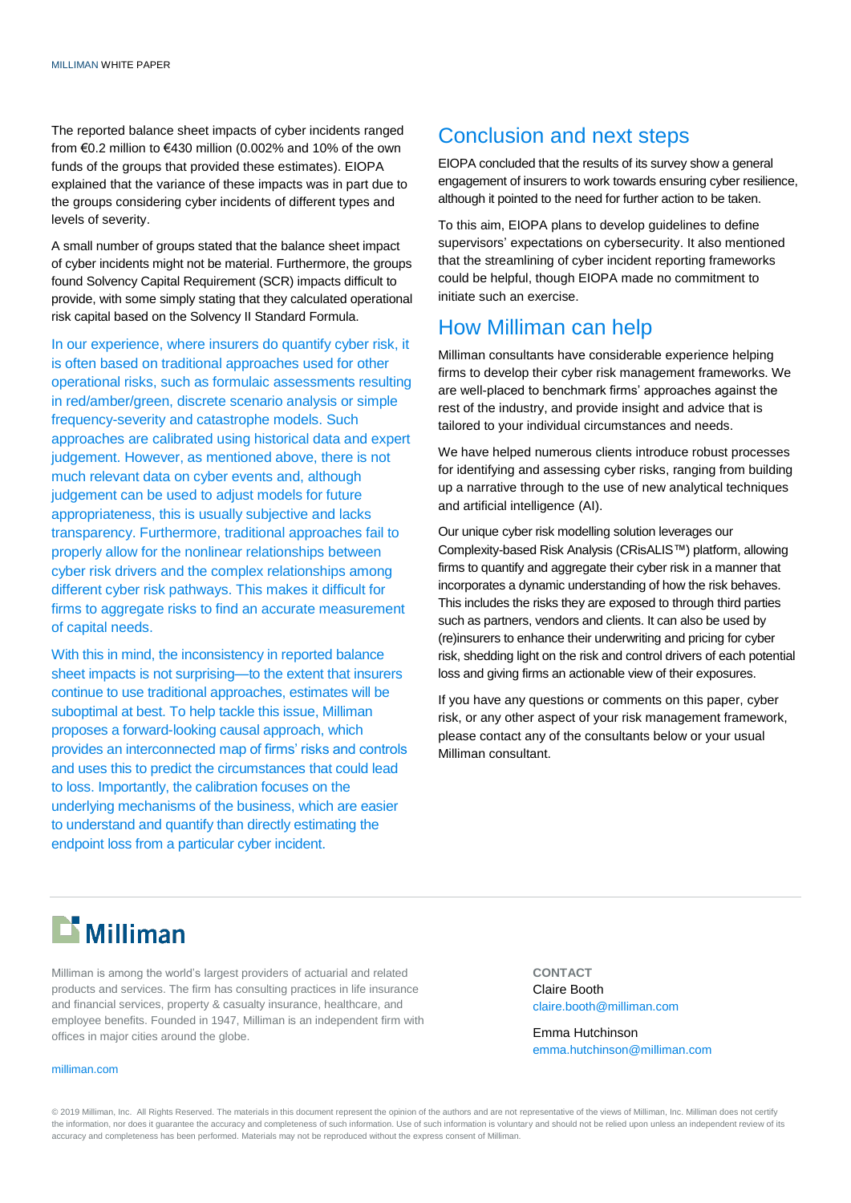The reported balance sheet impacts of cyber incidents ranged from €0.2 million to €430 million (0.002% and 10% of the own funds of the groups that provided these estimates). EIOPA explained that the variance of these impacts was in part due to the groups considering cyber incidents of different types and levels of severity.

A small number of groups stated that the balance sheet impact of cyber incidents might not be material. Furthermore, the groups found Solvency Capital Requirement (SCR) impacts difficult to provide, with some simply stating that they calculated operational risk capital based on the Solvency II Standard Formula.

In our experience, where insurers do quantify cyber risk, it is often based on traditional approaches used for other operational risks, such as formulaic assessments resulting in red/amber/green, discrete scenario analysis or simple frequency-severity and catastrophe models. Such approaches are calibrated using historical data and expert judgement. However, as mentioned above, there is not much relevant data on cyber events and, although judgement can be used to adjust models for future appropriateness, this is usually subjective and lacks transparency. Furthermore, traditional approaches fail to properly allow for the nonlinear relationships between cyber risk drivers and the complex relationships among different cyber risk pathways. This makes it difficult for firms to aggregate risks to find an accurate measurement of capital needs.

With this in mind, the inconsistency in reported balance sheet impacts is not surprising—to the extent that insurers continue to use traditional approaches, estimates will be suboptimal at best. To help tackle this issue, Milliman proposes a forward-looking causal approach, which provides an interconnected map of firms' risks and controls and uses this to predict the circumstances that could lead to loss. Importantly, the calibration focuses on the underlying mechanisms of the business, which are easier to understand and quantify than directly estimating the endpoint loss from a particular cyber incident.

## Conclusion and next steps

EIOPA concluded that the results of its survey show a general engagement of insurers to work towards ensuring cyber resilience, although it pointed to the need for further action to be taken.

To this aim, EIOPA plans to develop guidelines to define supervisors' expectations on cybersecurity. It also mentioned that the streamlining of cyber incident reporting frameworks could be helpful, though EIOPA made no commitment to initiate such an exercise.

## How Milliman can help

Milliman consultants have considerable experience helping firms to develop their cyber risk management frameworks. We are well-placed to benchmark firms' approaches against the rest of the industry, and provide insight and advice that is tailored to your individual circumstances and needs.

We have helped numerous clients introduce robust processes for identifying and assessing cyber risks, ranging from building up a narrative through to the use of new analytical techniques and artificial intelligence (AI).

Our unique cyber risk modelling solution leverages our Complexity-based Risk Analysis (CRisALIS™) platform, allowing firms to quantify and aggregate their cyber risk in a manner that incorporates a dynamic understanding of how the risk behaves. This includes the risks they are exposed to through third parties such as partners, vendors and clients. It can also be used by (re)insurers to enhance their underwriting and pricing for cyber risk, shedding light on the risk and control drivers of each potential loss and giving firms an actionable view of their exposures.

If you have any questions or comments on this paper, cyber risk, or any other aspect of your risk management framework, please contact any of the consultants below or your usual Milliman consultant.

**Milliman**

Milliman is among the world's largest providers of actuarial and related products and services. The firm has consulting practices in life insurance and financial services, property & casualty insurance, healthcare, and employee benefits. Founded in 1947, Milliman is an independent firm with offices in major cities around the globe.

milliman.com

**CONTACT**

Claire Booth
claire.booth@milliman.com

Emma Hutchinson
emma.hutchinson@milliman.com

© 2019 Milliman, Inc. All Rights Reserved. The materials in this document represent the opinion of the authors and are not representative of the views of Milliman, Inc. Milliman does not certify the information, nor does it guarantee the accuracy and completeness of such information. Use of such information is voluntary and should not be relied upon unless an independent review of its accuracy and completeness has been performed. Materials may not be reproduced without the express consent of Milliman.